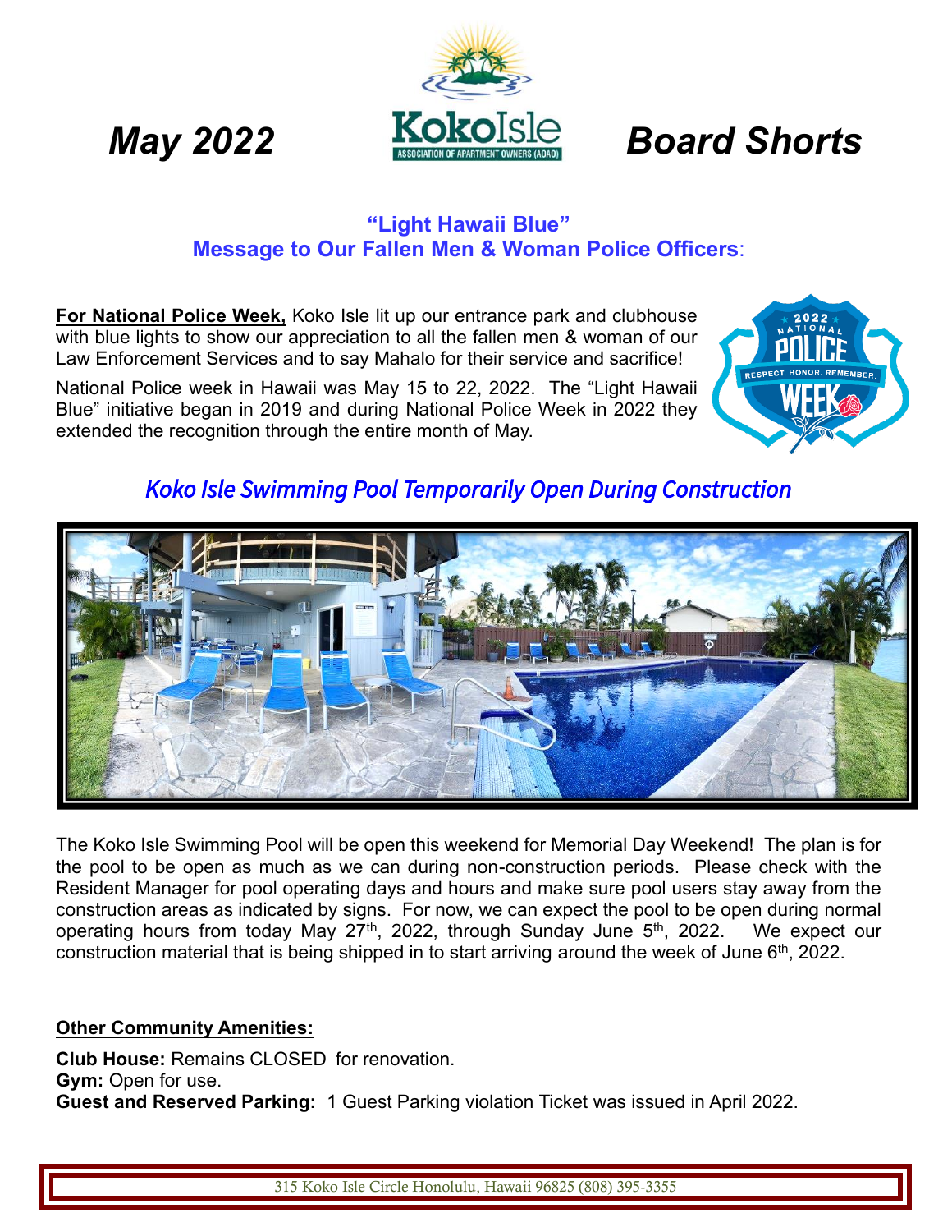*May 2022* **Board Shorts**

KokoIsle ASSOCIATION OF APARTMENT OWNERS (AOAO)

## "Light Hawaii Blue"
## Message to Our Fallen Men & Woman Police Officers:

**For National Police Week,** Koko Isle lit up our entrance park and clubhouse with blue lights to show our appreciation to all the fallen men & woman of our Law Enforcement Services and to say Mahalo for their service and sacrifice!

National Police week in Hawaii was May 15 to 22, 2022. The "Light Hawaii Blue" initiative began in 2019 and during National Police Week in 2022 they extended the recognition through the entire month of May.

## *Koko Isle Swimming Pool Temporarily Open During Construction*

The Koko Isle Swimming Pool will be open this weekend for Memorial Day Weekend! The plan is for the pool to be open as much as we can during non-construction periods. Please check with the Resident Manager for pool operating days and hours and make sure pool users stay away from the construction areas as indicated by signs. For now, we can expect the pool to be open during normal operating hours from today May 27th, 2022, through Sunday June 5th, 2022. We expect our construction material that is being shipped in to start arriving around the week of June 6th, 2022.

**Other Community Amenities:**

**Club House:** Remains CLOSED for renovation.
**Gym:** Open for use.
**Guest and Reserved Parking:** 1 Guest Parking violation Ticket was issued in April 2022.

315 Koko Isle Circle Honolulu, Hawaii 96825 (808) 395-3355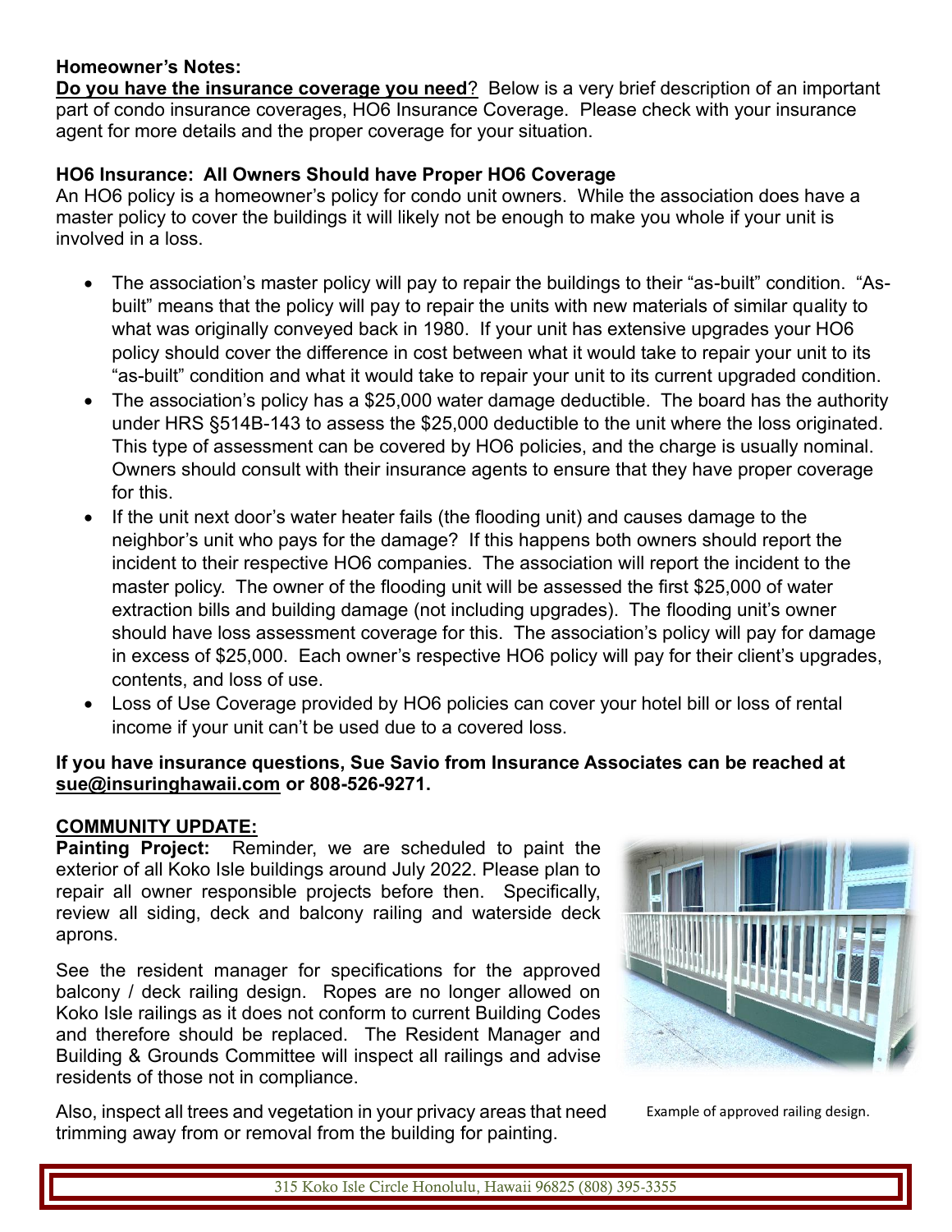**Homeowner's Notes:**

**Do you have the insurance coverage you need**? Below is a very brief description of an important part of condo insurance coverages, HO6 Insurance Coverage. Please check with your insurance agent for more details and the proper coverage for your situation.

**HO6 Insurance: All Owners Should have Proper HO6 Coverage**

An HO6 policy is a homeowner's policy for condo unit owners. While the association does have a master policy to cover the buildings it will likely not be enough to make you whole if your unit is involved in a loss.

- The association's master policy will pay to repair the buildings to their "as-built" condition. "As-built" means that the policy will pay to repair the units with new materials of similar quality to what was originally conveyed back in 1980. If your unit has extensive upgrades your HO6 policy should cover the difference in cost between what it would take to repair your unit to its "as-built" condition and what it would take to repair your unit to its current upgraded condition.
- The association's policy has a $25,000 water damage deductible. The board has the authority under HRS §514B-143 to assess the $25,000 deductible to the unit where the loss originated. This type of assessment can be covered by HO6 policies, and the charge is usually nominal. Owners should consult with their insurance agents to ensure that they have proper coverage for this.
- If the unit next door's water heater fails (the flooding unit) and causes damage to the neighbor's unit who pays for the damage? If this happens both owners should report the incident to their respective HO6 companies. The association will report the incident to the master policy. The owner of the flooding unit will be assessed the first $25,000 of water extraction bills and building damage (not including upgrades). The flooding unit's owner should have loss assessment coverage for this. The association's policy will pay for damage in excess of $25,000. Each owner's respective HO6 policy will pay for their client's upgrades, contents, and loss of use.
- Loss of Use Coverage provided by HO6 policies can cover your hotel bill or loss of rental income if your unit can't be used due to a covered loss.

**If you have insurance questions, Sue Savio from Insurance Associates can be reached at sue@insuringhawaii.com or 808-526-9271.**

**COMMUNITY UPDATE:**

**Painting Project:** Reminder, we are scheduled to paint the exterior of all Koko Isle buildings around July 2022. Please plan to repair all owner responsible projects before then. Specifically, review all siding, deck and balcony railing and waterside deck aprons.

See the resident manager for specifications for the approved balcony / deck railing design. Ropes are no longer allowed on Koko Isle railings as it does not conform to current Building Codes and therefore should be replaced. The Resident Manager and Building & Grounds Committee will inspect all railings and advise residents of those not in compliance.

Example of approved railing design.

Also, inspect all trees and vegetation in your privacy areas that need trimming away from or removal from the building for painting.

315 Koko Isle Circle Honolulu, Hawaii 96825 (808) 395-3355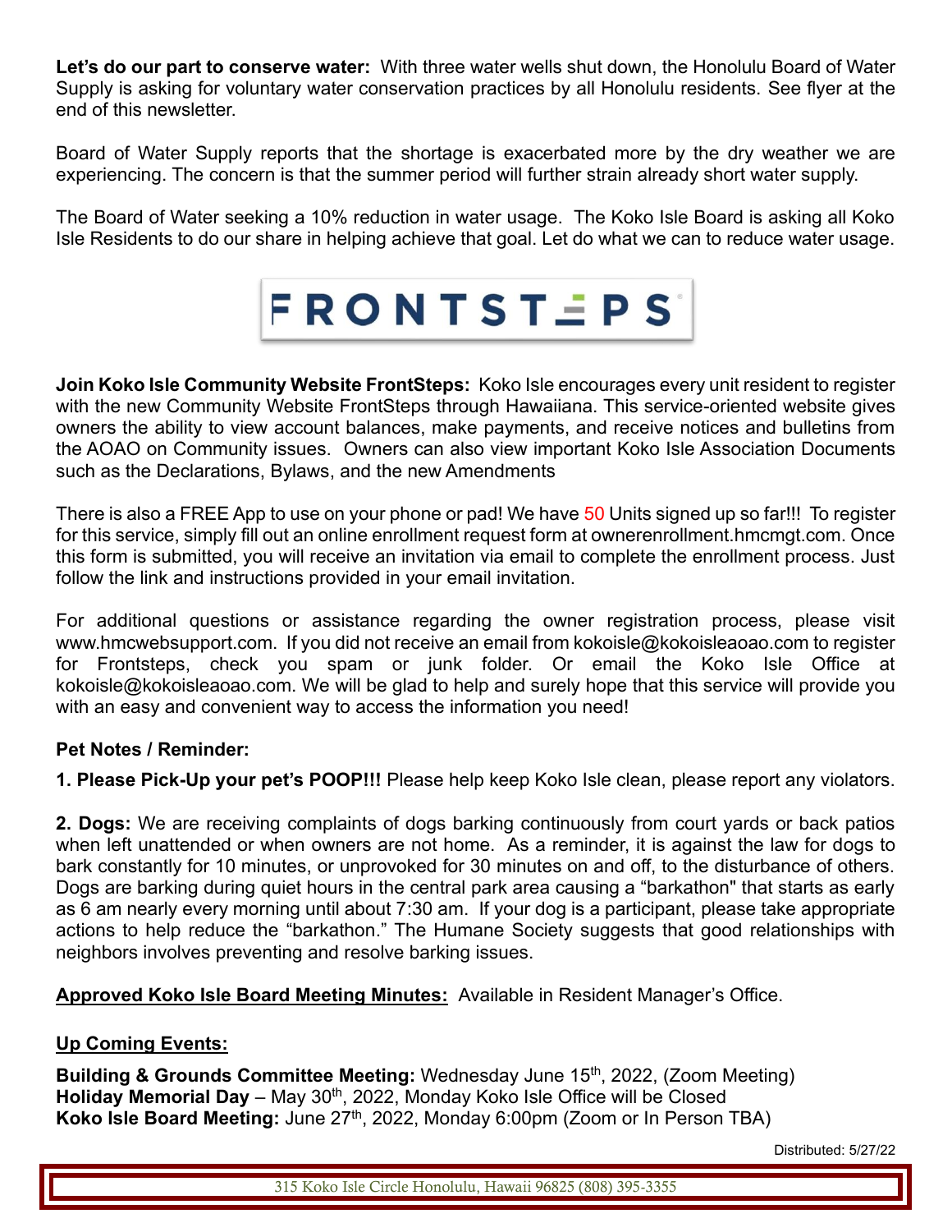**Let's do our part to conserve water:** With three water wells shut down, the Honolulu Board of Water Supply is asking for voluntary water conservation practices by all Honolulu residents. See flyer at the end of this newsletter.

Board of Water Supply reports that the shortage is exacerbated more by the dry weather we are experiencing. The concern is that the summer period will further strain already short water supply.

The Board of Water seeking a 10% reduction in water usage. The Koko Isle Board is asking all Koko Isle Residents to do our share in helping achieve that goal. Let do what we can to reduce water usage.

FRONTSTEPS

**Join Koko Isle Community Website FrontSteps:** Koko Isle encourages every unit resident to register with the new Community Website FrontSteps through Hawaiiana. This service-oriented website gives owners the ability to view account balances, make payments, and receive notices and bulletins from the AOAO on Community issues. Owners can also view important Koko Isle Association Documents such as the Declarations, Bylaws, and the new Amendments

There is also a FREE App to use on your phone or pad! We have 50 Units signed up so far!!! To register for this service, simply fill out an online enrollment request form at ownerenrollment.hmcmgt.com. Once this form is submitted, you will receive an invitation via email to complete the enrollment process. Just follow the link and instructions provided in your email invitation.

For additional questions or assistance regarding the owner registration process, please visit www.hmcwebsupport.com. If you did not receive an email from kokoisle@kokoisleaoao.com to register for Frontsteps, check you spam or junk folder. Or email the Koko Isle Office at kokoisle@kokoisleaoao.com. We will be glad to help and surely hope that this service will provide you with an easy and convenient way to access the information you need!

**Pet Notes / Reminder:**

**1. Please Pick-Up your pet's POOP!!!** Please help keep Koko Isle clean, please report any violators.

**2. Dogs:** We are receiving complaints of dogs barking continuously from court yards or back patios when left unattended or when owners are not home. As a reminder, it is against the law for dogs to bark constantly for 10 minutes, or unprovoked for 30 minutes on and off, to the disturbance of others. Dogs are barking during quiet hours in the central park area causing a "barkathon" that starts as early as 6 am nearly every morning until about 7:30 am. If your dog is a participant, please take appropriate actions to help reduce the "barkathon." The Humane Society suggests that good relationships with neighbors involves preventing and resolve barking issues.

**Approved Koko Isle Board Meeting Minutes:** Available in Resident Manager's Office.

**Up Coming Events:**

**Building & Grounds Committee Meeting:** Wednesday June 15th, 2022, (Zoom Meeting)
**Holiday Memorial Day** – May 30th, 2022, Monday Koko Isle Office will be Closed
**Koko Isle Board Meeting:** June 27th, 2022, Monday 6:00pm (Zoom or In Person TBA)

Distributed: 5/27/22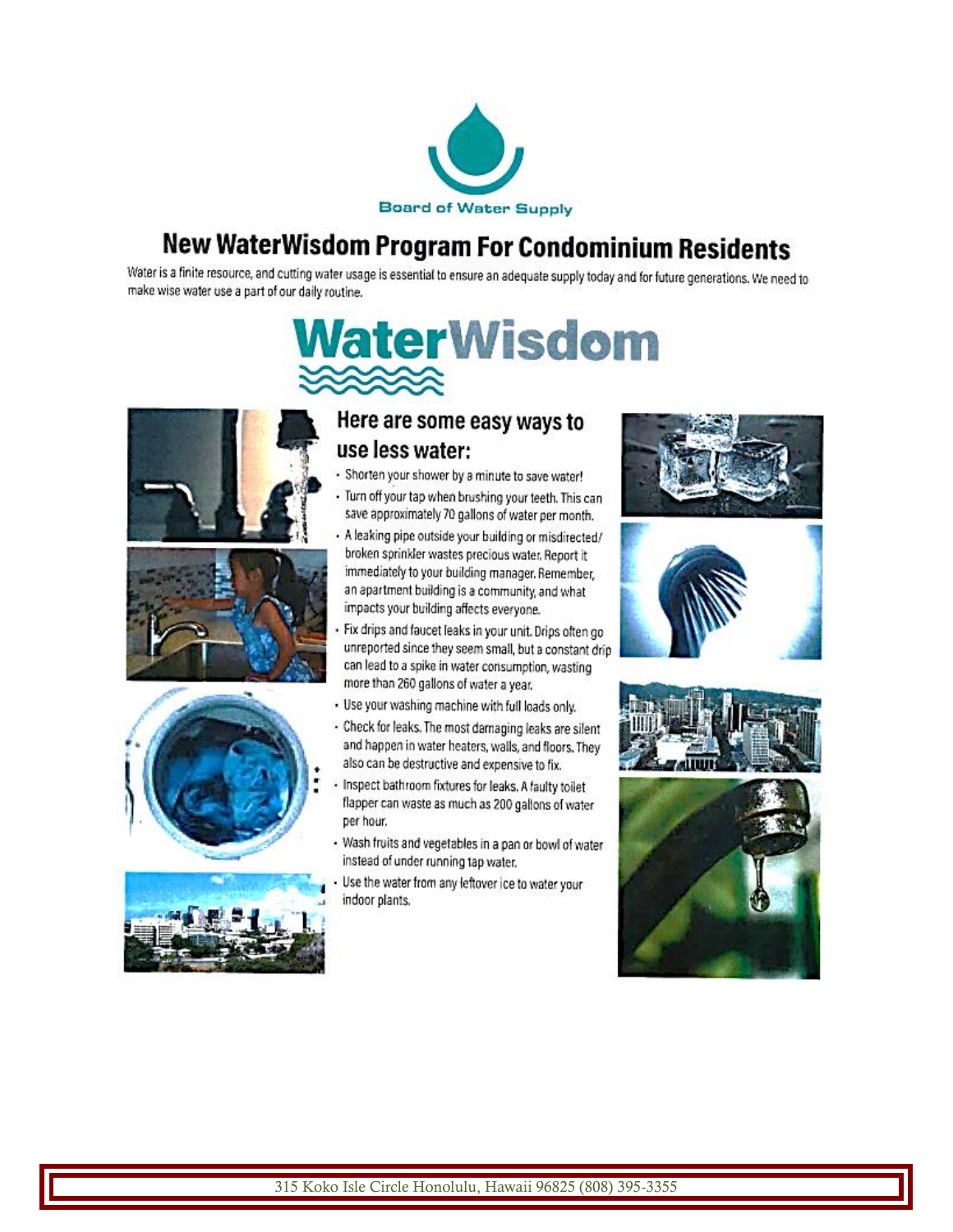Board of Water Supply

# New WaterWisdom Program For Condominium Residents

Water is a finite resource, and cutting water usage is essential to ensure an adequate supply today and for future generations. We need to make wise water use a part of our daily routine.

## WaterWisdom

### Here are some easy ways to use less water:

- Shorten your shower by a minute to save water!
- Turn off your tap when brushing your teeth. This can save approximately 70 gallons of water per month.
- A leaking pipe outside your building or misdirected/ broken sprinkler wastes precious water. Report it immediately to your building manager. Remember, an apartment building is a community, and what impacts your building affects everyone.
- Fix drips and faucet leaks in your unit. Drips often go unreported since they seem small, but a constant drip can lead to a spike in water consumption, wasting more than 260 gallons of water a year.
- Use your washing machine with full loads only.
- Check for leaks. The most damaging leaks are silent and happen in water heaters, walls, and floors. They also can be destructive and expensive to fix.
- Inspect bathroom fixtures for leaks. A faulty toilet flapper can waste as much as 200 gallons of water per hour.
- Wash fruits and vegetables in a pan or bowl of water instead of under running tap water.
- Use the water from any leftover ice to water your indoor plants.

315 Koko Isle Circle Honolulu, Hawaii 96825 (808) 395-3355